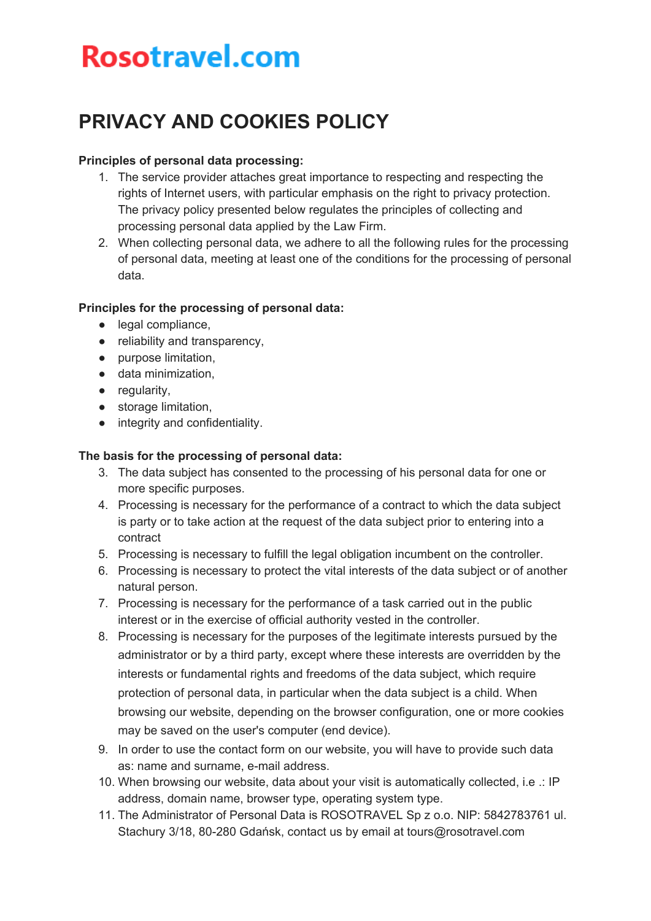# Rosotravel.com

## PRIVACY AND COOKIES POLICY

**Principles of personal data processing:**

1. The service provider attaches great importance to respecting and respecting the rights of Internet users, with particular emphasis on the right to privacy protection. The privacy policy presented below regulates the principles of collecting and processing personal data applied by the Law Firm.
2. When collecting personal data, we adhere to all the following rules for the processing of personal data, meeting at least one of the conditions for the processing of personal data.

**Principles for the processing of personal data:**

- legal compliance,
- reliability and transparency,
- purpose limitation,
- data minimization,
- regularity,
- storage limitation,
- integrity and confidentiality.

**The basis for the processing of personal data:**

3. The data subject has consented to the processing of his personal data for one or more specific purposes.
4. Processing is necessary for the performance of a contract to which the data subject is party or to take action at the request of the data subject prior to entering into a contract
5. Processing is necessary to fulfill the legal obligation incumbent on the controller.
6. Processing is necessary to protect the vital interests of the data subject or of another natural person.
7. Processing is necessary for the performance of a task carried out in the public interest or in the exercise of official authority vested in the controller.
8. Processing is necessary for the purposes of the legitimate interests pursued by the administrator or by a third party, except where these interests are overridden by the interests or fundamental rights and freedoms of the data subject, which require protection of personal data, in particular when the data subject is a child. When browsing our website, depending on the browser configuration, one or more cookies may be saved on the user's computer (end device).
9. In order to use the contact form on our website, you will have to provide such data as: name and surname, e-mail address.
10. When browsing our website, data about your visit is automatically collected, i.e .: IP address, domain name, browser type, operating system type.
11. The Administrator of Personal Data is ROSOTRAVEL Sp z o.o. NIP: 5842783761 ul. Stachury 3/18, 80-280 Gdańsk, contact us by email at tours@rosotravel.com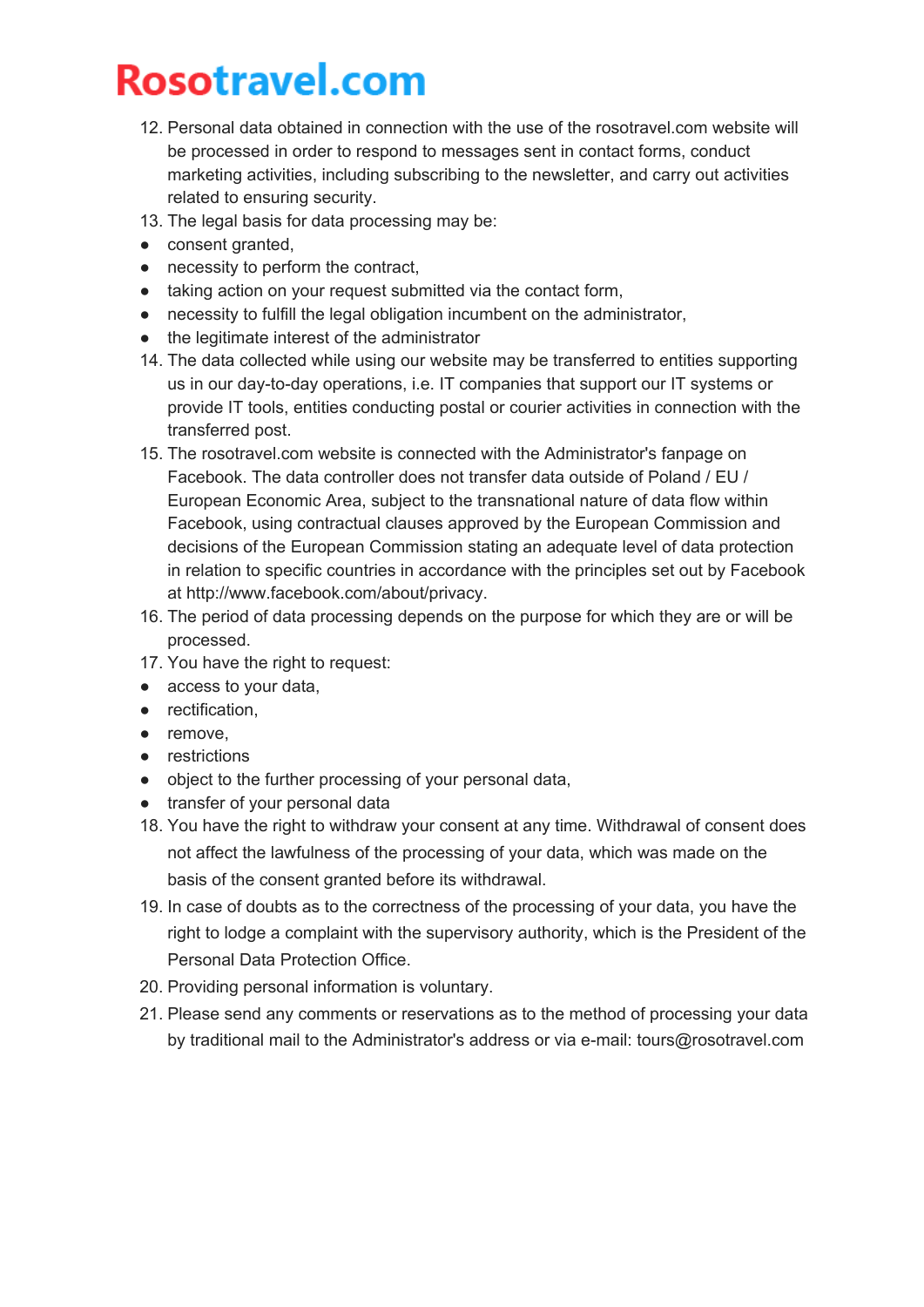12. Personal data obtained in connection with the use of the rosotravel.com website will be processed in order to respond to messages sent in contact forms, conduct marketing activities, including subscribing to the newsletter, and carry out activities related to ensuring security.
13. The legal basis for data processing may be:
    - consent granted,
    - necessity to perform the contract,
    - taking action on your request submitted via the contact form,
    - necessity to fulfill the legal obligation incumbent on the administrator,
    - the legitimate interest of the administrator
14. The data collected while using our website may be transferred to entities supporting us in our day-to-day operations, i.e. IT companies that support our IT systems or provide IT tools, entities conducting postal or courier activities in connection with the transferred post.
15. The rosotravel.com website is connected with the Administrator's fanpage on Facebook. The data controller does not transfer data outside of Poland / EU / European Economic Area, subject to the transnational nature of data flow within Facebook, using contractual clauses approved by the European Commission and decisions of the European Commission stating an adequate level of data protection in relation to specific countries in accordance with the principles set out by Facebook at http://www.facebook.com/about/privacy.
16. The period of data processing depends on the purpose for which they are or will be processed.
17. You have the right to request:
    - access to your data,
    - rectification,
    - remove,
    - restrictions
    - object to the further processing of your personal data,
    - transfer of your personal data
18. You have the right to withdraw your consent at any time. Withdrawal of consent does not affect the lawfulness of the processing of your data, which was made on the basis of the consent granted before its withdrawal.
19. In case of doubts as to the correctness of the processing of your data, you have the right to lodge a complaint with the supervisory authority, which is the President of the Personal Data Protection Office.
20. Providing personal information is voluntary.
21. Please send any comments or reservations as to the method of processing your data by traditional mail to the Administrator's address or via e-mail: tours@rosotravel.com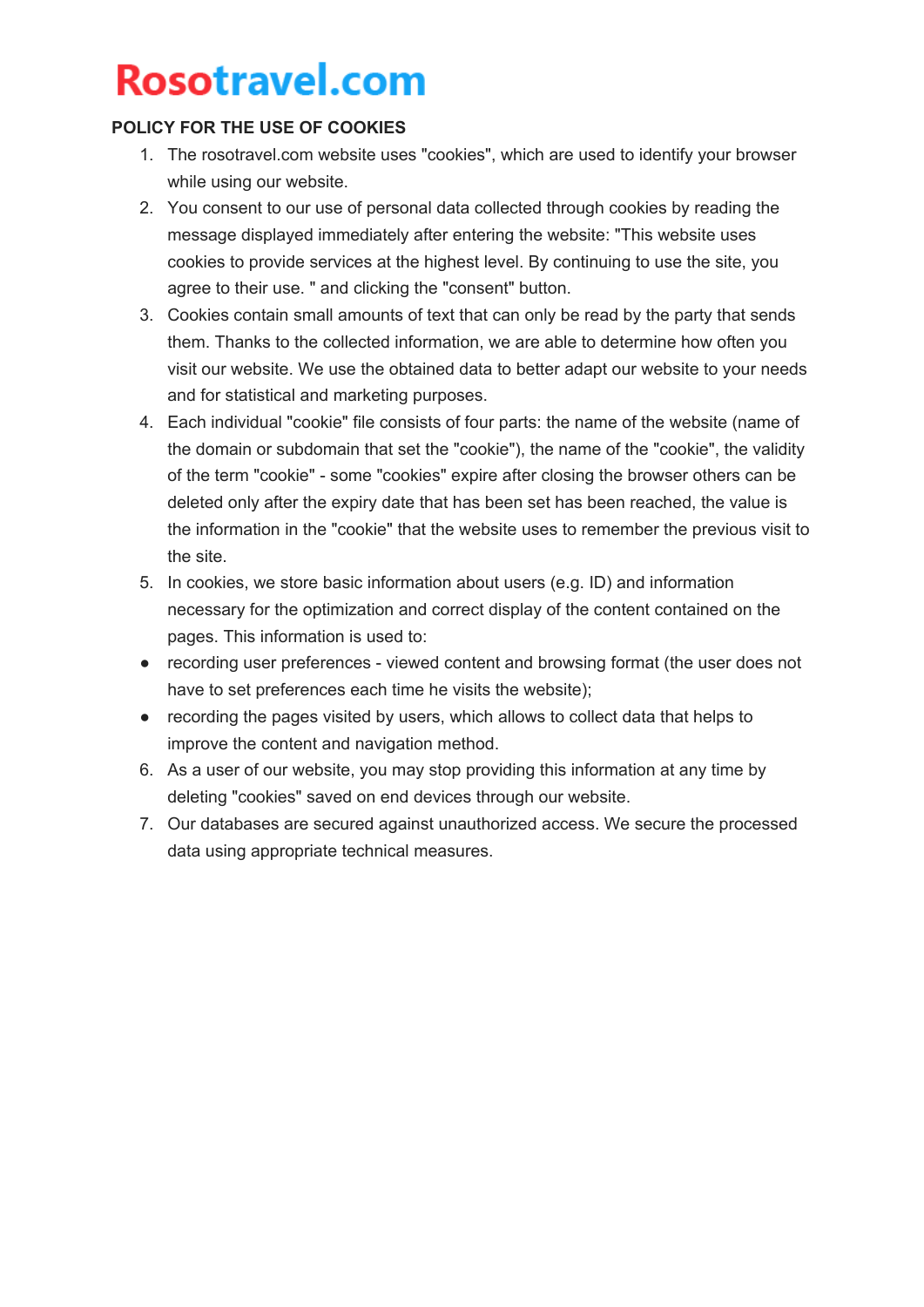# Rosotravel.com

**POLICY FOR THE USE OF COOKIES**

1. The rosotravel.com website uses "cookies", which are used to identify your browser while using our website.
2. You consent to our use of personal data collected through cookies by reading the message displayed immediately after entering the website: "This website uses cookies to provide services at the highest level. By continuing to use the site, you agree to their use. " and clicking the "consent" button.
3. Cookies contain small amounts of text that can only be read by the party that sends them. Thanks to the collected information, we are able to determine how often you visit our website. We use the obtained data to better adapt our website to your needs and for statistical and marketing purposes.
4. Each individual "cookie" file consists of four parts: the name of the website (name of the domain or subdomain that set the "cookie"), the name of the "cookie", the validity of the term "cookie" - some "cookies" expire after closing the browser others can be deleted only after the expiry date that has been set has been reached, the value is the information in the "cookie" that the website uses to remember the previous visit to the site.
5. In cookies, we store basic information about users (e.g. ID) and information necessary for the optimization and correct display of the content contained on the pages. This information is used to:

- recording user preferences - viewed content and browsing format (the user does not have to set preferences each time he visits the website);
- recording the pages visited by users, which allows to collect data that helps to improve the content and navigation method.

6. As a user of our website, you may stop providing this information at any time by deleting "cookies" saved on end devices through our website.
7. Our databases are secured against unauthorized access. We secure the processed data using appropriate technical measures.